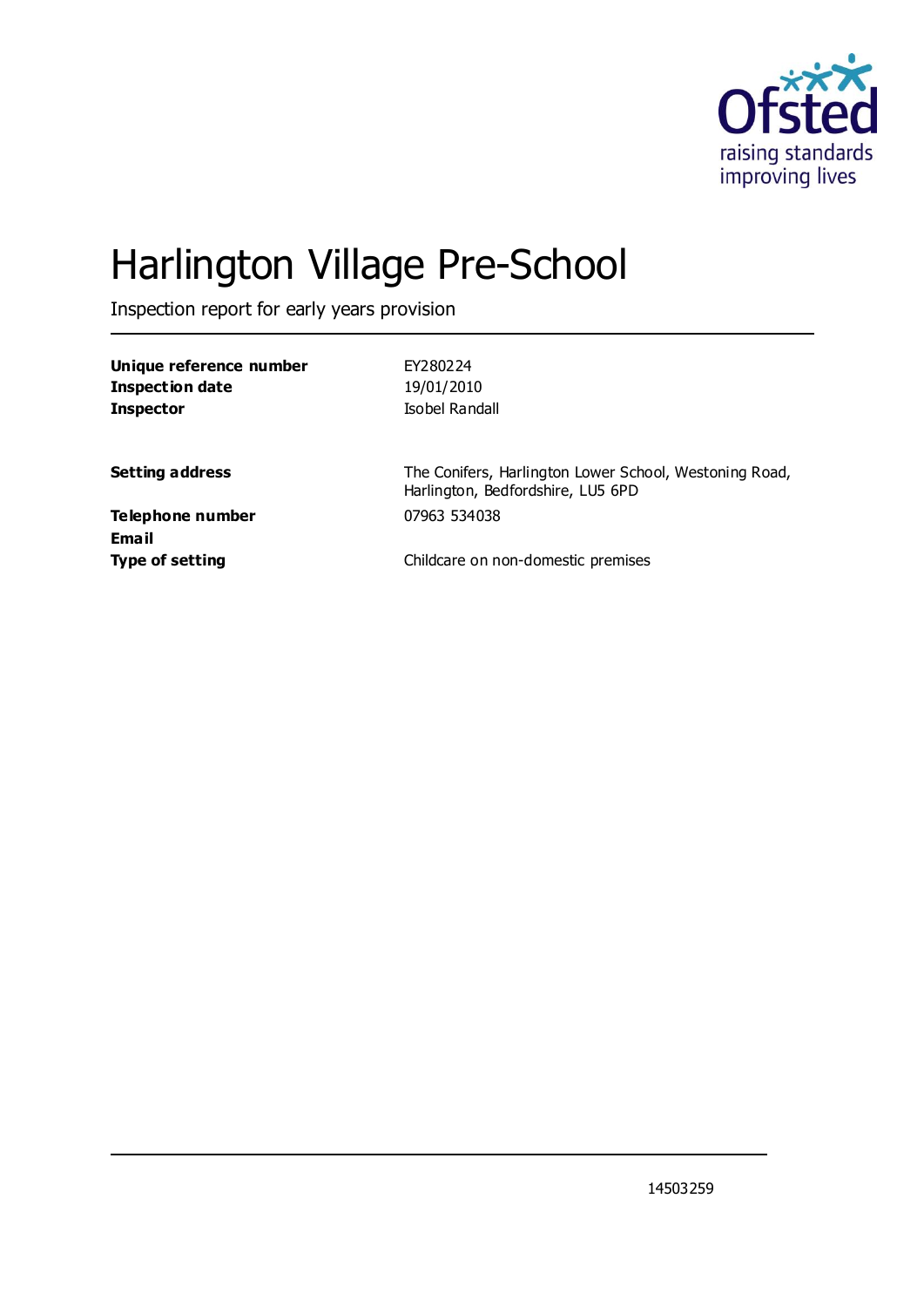Ofsted
raising standards
improving lives

# Harlington Village Pre-School

Inspection report for early years provision

| | |
|---|---|
| **Unique reference number** | EY280224 |
| **Inspection date** | 19/01/2010 |
| **Inspector** | Isobel Randall |
| | |
| **Setting address** | The Conifers, Harlington Lower School, Westoning Road, Harlington, Bedfordshire, LU5 6PD |
| **Telephone number** | 07963 534038 |
| **Email** | |
| **Type of setting** | Childcare on non-domestic premises |

14503259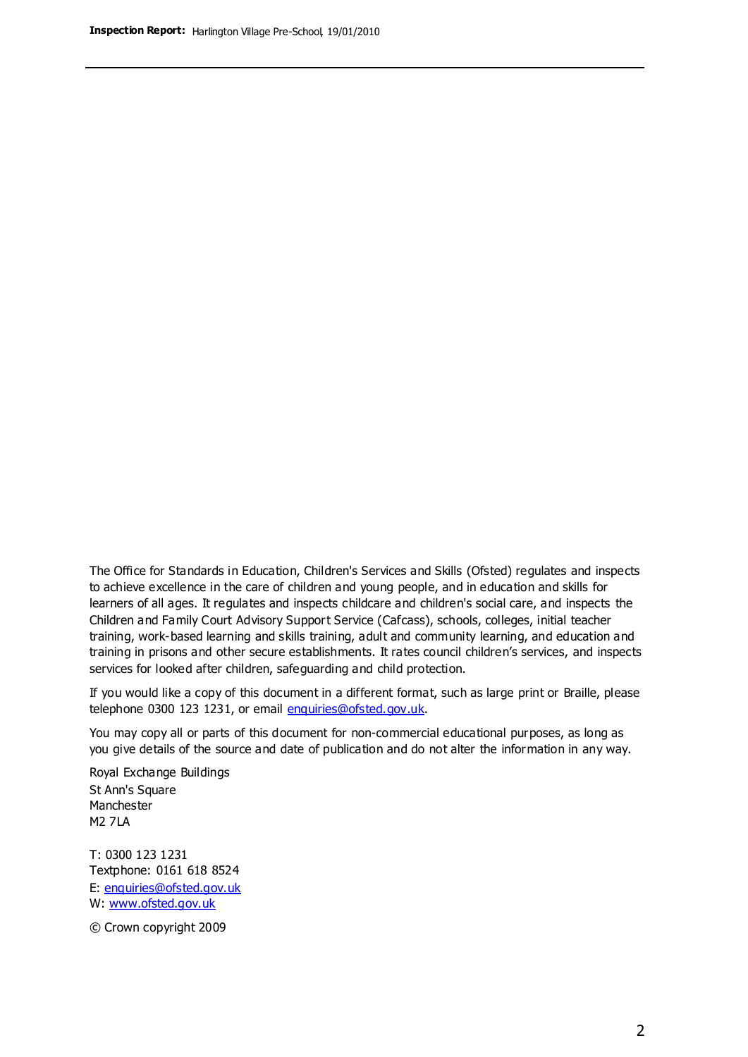The Office for Standards in Education, Children's Services and Skills (Ofsted) regulates and inspects to achieve excellence in the care of children and young people, and in education and skills for learners of all ages. It regulates and inspects childcare and children's social care, and inspects the Children and Family Court Advisory Support Service (Cafcass), schools, colleges, initial teacher training, work-based learning and skills training, adult and community learning, and education and training in prisons and other secure establishments. It rates council children's services, and inspects services for looked after children, safeguarding and child protection.

If you would like a copy of this document in a different format, such as large print or Braille, please telephone 0300 123 1231, or email enquiries@ofsted.gov.uk.

You may copy all or parts of this document for non-commercial educational purposes, as long as you give details of the source and date of publication and do not alter the information in any way.

Royal Exchange Buildings
St Ann's Square
Manchester
M2 7LA

T: 0300 123 1231
Textphone: 0161 618 8524
E: enquiries@ofsted.gov.uk
W: www.ofsted.gov.uk

© Crown copyright 2009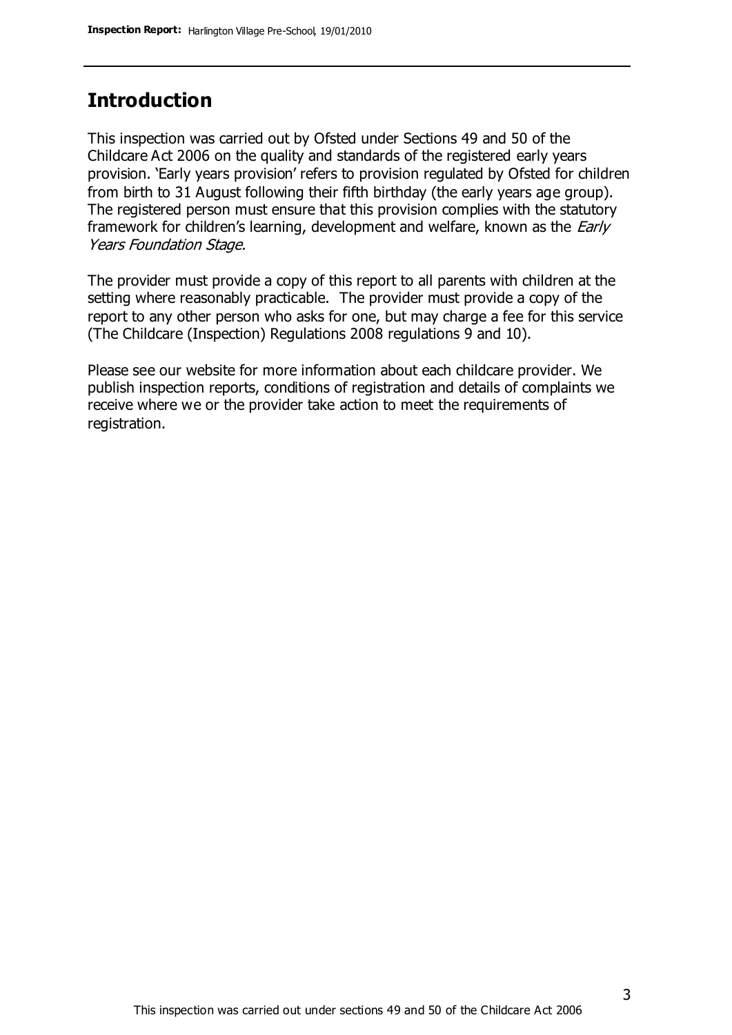## Introduction

This inspection was carried out by Ofsted under Sections 49 and 50 of the Childcare Act 2006 on the quality and standards of the registered early years provision. 'Early years provision' refers to provision regulated by Ofsted for children from birth to 31 August following their fifth birthday (the early years age group). The registered person must ensure that this provision complies with the statutory framework for children's learning, development and welfare, known as the *Early Years Foundation Stage*.

The provider must provide a copy of this report to all parents with children at the setting where reasonably practicable. The provider must provide a copy of the report to any other person who asks for one, but may charge a fee for this service (The Childcare (Inspection) Regulations 2008 regulations 9 and 10).

Please see our website for more information about each childcare provider. We publish inspection reports, conditions of registration and details of complaints we receive where we or the provider take action to meet the requirements of registration.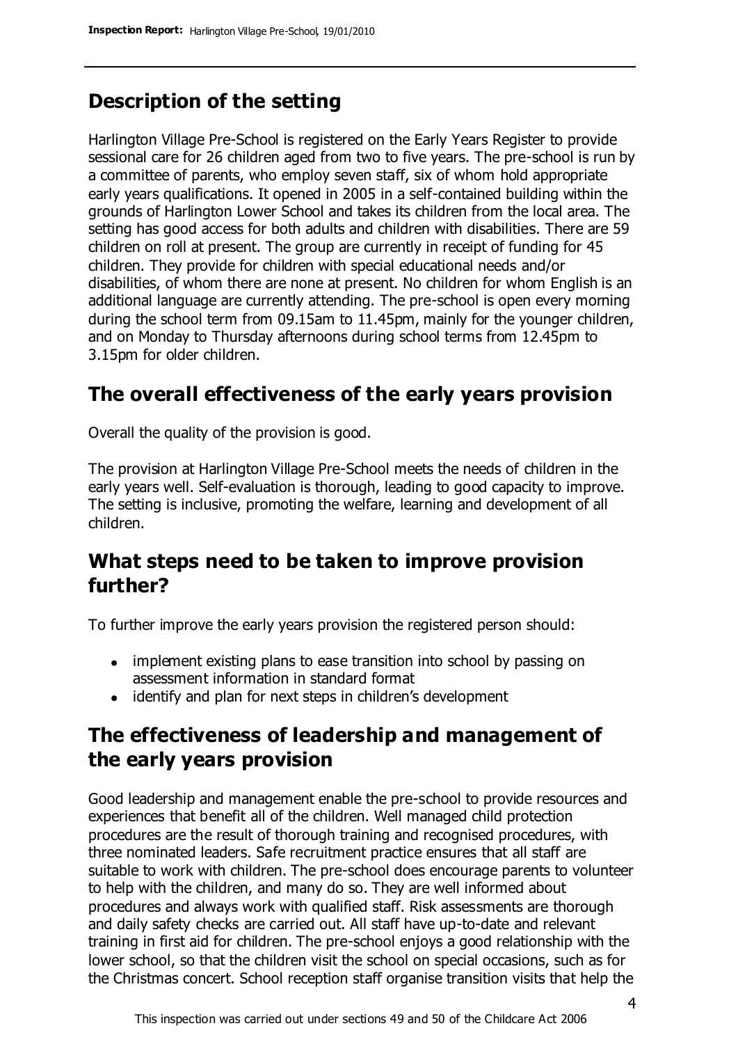## Description of the setting

Harlington Village Pre-School is registered on the Early Years Register to provide sessional care for 26 children aged from two to five years. The pre-school is run by a committee of parents, who employ seven staff, six of whom hold appropriate early years qualifications. It opened in 2005 in a self-contained building within the grounds of Harlington Lower School and takes its children from the local area. The setting has good access for both adults and children with disabilities. There are 59 children on roll at present. The group are currently in receipt of funding for 45 children. They provide for children with special educational needs and/or disabilities, of whom there are none at present. No children for whom English is an additional language are currently attending. The pre-school is open every morning during the school term from 09.15am to 11.45pm, mainly for the younger children, and on Monday to Thursday afternoons during school terms from 12.45pm to 3.15pm for older children.

## The overall effectiveness of the early years provision

Overall the quality of the provision is good.

The provision at Harlington Village Pre-School meets the needs of children in the early years well. Self-evaluation is thorough, leading to good capacity to improve. The setting is inclusive, promoting the welfare, learning and development of all children.

## What steps need to be taken to improve provision further?

To further improve the early years provision the registered person should:

- implement existing plans to ease transition into school by passing on assessment information in standard format
- identify and plan for next steps in children's development

## The effectiveness of leadership and management of the early years provision

Good leadership and management enable the pre-school to provide resources and experiences that benefit all of the children. Well managed child protection procedures are the result of thorough training and recognised procedures, with three nominated leaders. Safe recruitment practice ensures that all staff are suitable to work with children. The pre-school does encourage parents to volunteer to help with the children, and many do so. They are well informed about procedures and always work with qualified staff. Risk assessments are thorough and daily safety checks are carried out. All staff have up-to-date and relevant training in first aid for children. The pre-school enjoys a good relationship with the lower school, so that the children visit the school on special occasions, such as for the Christmas concert. School reception staff organise transition visits that help the

This inspection was carried out under sections 49 and 50 of the Childcare Act 2006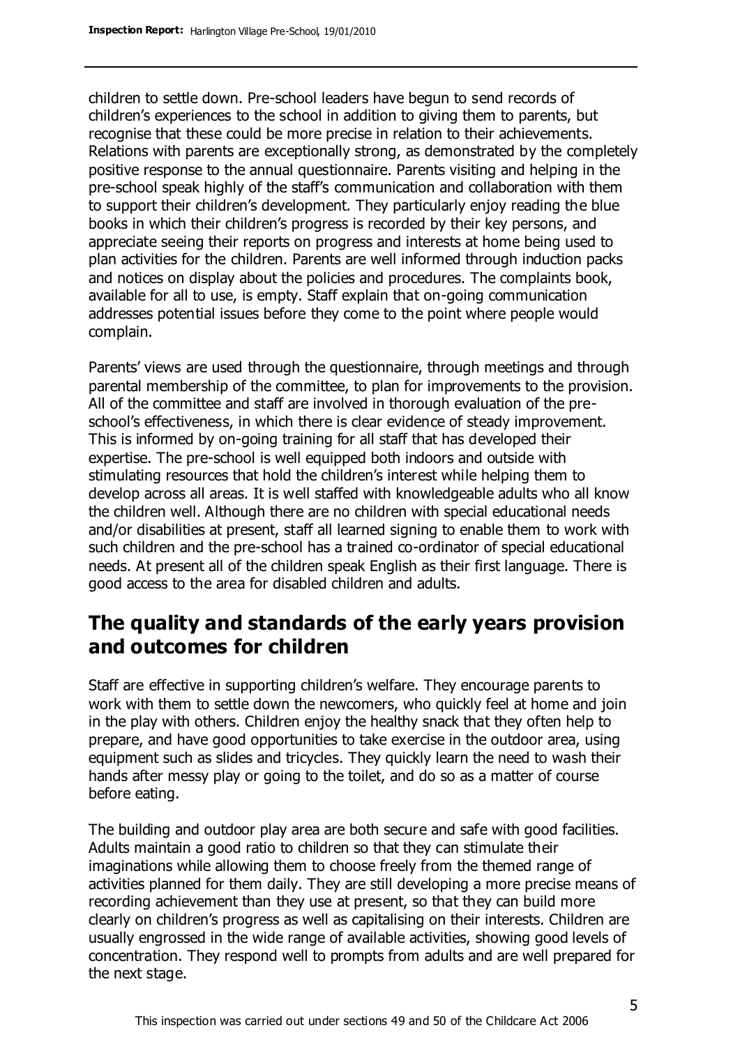children to settle down. Pre-school leaders have begun to send records of children's experiences to the school in addition to giving them to parents, but recognise that these could be more precise in relation to their achievements. Relations with parents are exceptionally strong, as demonstrated by the completely positive response to the annual questionnaire. Parents visiting and helping in the pre-school speak highly of the staff's communication and collaboration with them to support their children's development. They particularly enjoy reading the blue books in which their children's progress is recorded by their key persons, and appreciate seeing their reports on progress and interests at home being used to plan activities for the children. Parents are well informed through induction packs and notices on display about the policies and procedures. The complaints book, available for all to use, is empty. Staff explain that on-going communication addresses potential issues before they come to the point where people would complain.

Parents' views are used through the questionnaire, through meetings and through parental membership of the committee, to plan for improvements to the provision. All of the committee and staff are involved in thorough evaluation of the pre-school's effectiveness, in which there is clear evidence of steady improvement. This is informed by on-going training for all staff that has developed their expertise. The pre-school is well equipped both indoors and outside with stimulating resources that hold the children's interest while helping them to develop across all areas. It is well staffed with knowledgeable adults who all know the children well. Although there are no children with special educational needs and/or disabilities at present, staff all learned signing to enable them to work with such children and the pre-school has a trained co-ordinator of special educational needs. At present all of the children speak English as their first language. There is good access to the area for disabled children and adults.

## The quality and standards of the early years provision and outcomes for children

Staff are effective in supporting children's welfare. They encourage parents to work with them to settle down the newcomers, who quickly feel at home and join in the play with others. Children enjoy the healthy snack that they often help to prepare, and have good opportunities to take exercise in the outdoor area, using equipment such as slides and tricycles. They quickly learn the need to wash their hands after messy play or going to the toilet, and do so as a matter of course before eating.

The building and outdoor play area are both secure and safe with good facilities. Adults maintain a good ratio to children so that they can stimulate their imaginations while allowing them to choose freely from the themed range of activities planned for them daily. They are still developing a more precise means of recording achievement than they use at present, so that they can build more clearly on children's progress as well as capitalising on their interests. Children are usually engrossed in the wide range of available activities, showing good levels of concentration. They respond well to prompts from adults and are well prepared for the next stage.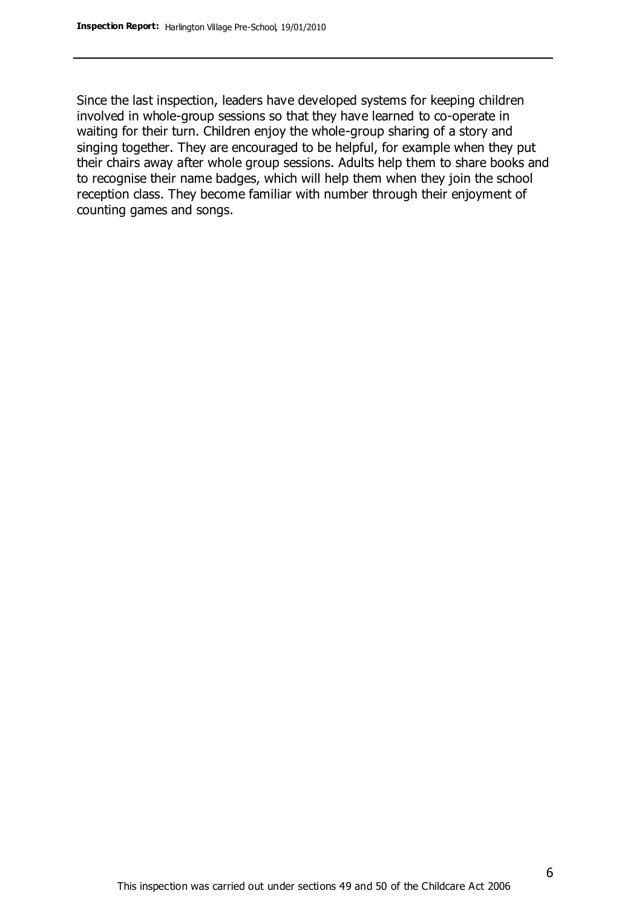Since the last inspection, leaders have developed systems for keeping children involved in whole-group sessions so that they have learned to co-operate in waiting for their turn. Children enjoy the whole-group sharing of a story and singing together. They are encouraged to be helpful, for example when they put their chairs away after whole group sessions. Adults help them to share books and to recognise their name badges, which will help them when they join the school reception class. They become familiar with number through their enjoyment of counting games and songs.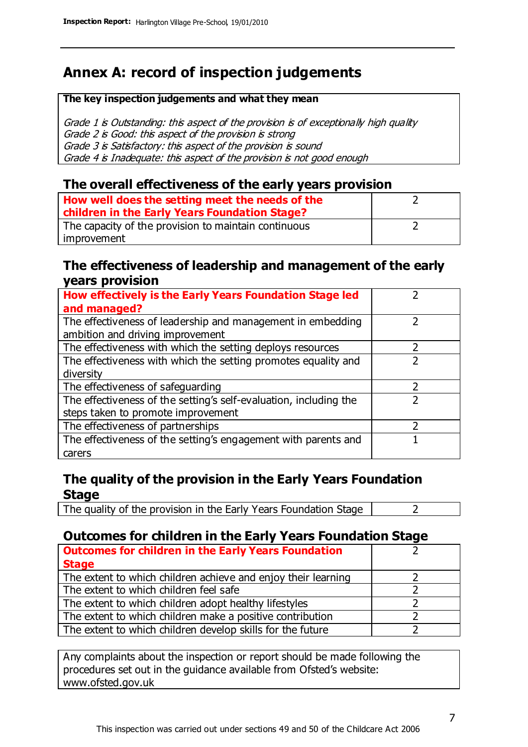# Annex A: record of inspection judgements

| The key inspection judgements and what they mean |
|---|
| *Grade 1 is Outstanding: this aspect of the provision is of exceptionally high quality*<br>*Grade 2 is Good: this aspect of the provision is strong*<br>*Grade 3 is Satisfactory: this aspect of the provision is sound*<br>*Grade 4 is Inadequate: this aspect of the provision is not good enough* |

## The overall effectiveness of the early years provision

| | |
|---|---|
| **How well does the setting meet the needs of the children in the Early Years Foundation Stage?** | 2 |
| The capacity of the provision to maintain continuous improvement | 2 |

## The effectiveness of leadership and management of the early years provision

| | |
|---|---|
| **How effectively is the Early Years Foundation Stage led and managed?** | 2 |
| The effectiveness of leadership and management in embedding ambition and driving improvement | 2 |
| The effectiveness with which the setting deploys resources | 2 |
| The effectiveness with which the setting promotes equality and diversity | 2 |
| The effectiveness of safeguarding | 2 |
| The effectiveness of the setting's self-evaluation, including the steps taken to promote improvement | 2 |
| The effectiveness of partnerships | 2 |
| The effectiveness of the setting's engagement with parents and carers | 1 |

## The quality of the provision in the Early Years Foundation Stage

| | |
|---|---|
| The quality of the provision in the Early Years Foundation Stage | 2 |

## Outcomes for children in the Early Years Foundation Stage

| | |
|---|---|
| **Outcomes for children in the Early Years Foundation Stage** | 2 |
| The extent to which children achieve and enjoy their learning | 2 |
| The extent to which children feel safe | 2 |
| The extent to which children adopt healthy lifestyles | 2 |
| The extent to which children make a positive contribution | 2 |
| The extent to which children develop skills for the future | 2 |

Any complaints about the inspection or report should be made following the procedures set out in the guidance available from Ofsted's website: www.ofsted.gov.uk